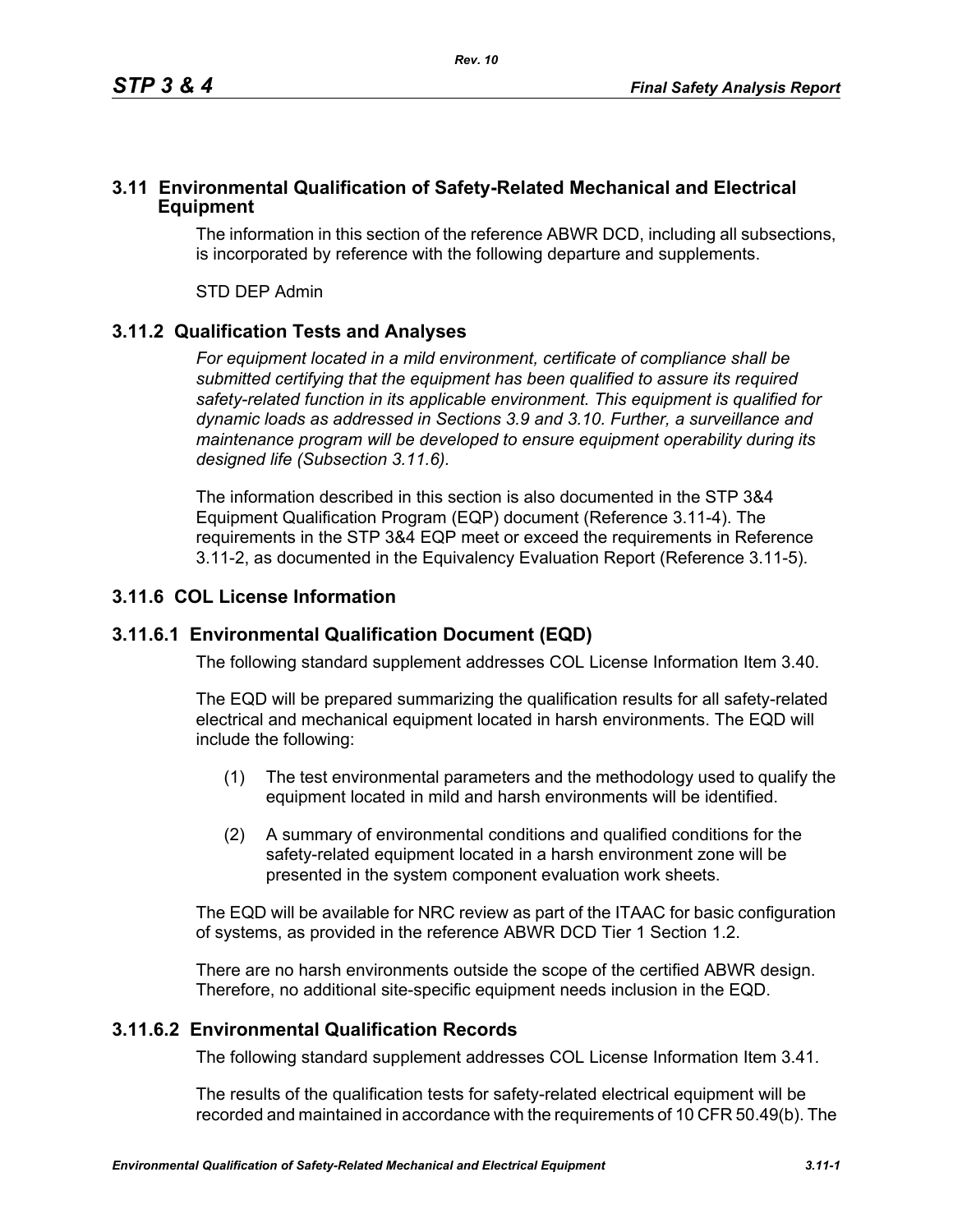## 3.11 Environmental Qualification of Safety-Related Mechanical and Electrical Equipment

The information in this section of the reference ABWR DCD, including all subsections, is incorporated by reference with the following departure and supplements.

STD DEP Admin

## 3.11.2 Qualification Tests and Analyses

*For equipment located in a mild environment, certificate of compliance shall be submitted certifying that the equipment has been qualified to assure its required safety-related function in its applicable environment. This equipment is qualified for dynamic loads as addressed in Sections 3.9 and 3.10. Further, a surveillance and maintenance program will be developed to ensure equipment operability during its designed life (Subsection 3.11.6).*

The information described in this section is also documented in the STP 3&4 Equipment Qualification Program (EQP) document (Reference 3.11-4). The requirements in the STP 3&4 EQP meet or exceed the requirements in Reference 3.11-2, as documented in the Equivalency Evaluation Report (Reference 3.11-5).

## 3.11.6 COL License Information

### 3.11.6.1 Environmental Qualification Document (EQD)

The following standard supplement addresses COL License Information Item 3.40.

The EQD will be prepared summarizing the qualification results for all safety-related electrical and mechanical equipment located in harsh environments. The EQD will include the following:

(1) The test environmental parameters and the methodology used to qualify the equipment located in mild and harsh environments will be identified.

(2) A summary of environmental conditions and qualified conditions for the safety-related equipment located in a harsh environment zone will be presented in the system component evaluation work sheets.

The EQD will be available for NRC review as part of the ITAAC for basic configuration of systems, as provided in the reference ABWR DCD Tier 1 Section 1.2.

There are no harsh environments outside the scope of the certified ABWR design. Therefore, no additional site-specific equipment needs inclusion in the EQD.

### 3.11.6.2 Environmental Qualification Records

The following standard supplement addresses COL License Information Item 3.41.

The results of the qualification tests for safety-related electrical equipment will be recorded and maintained in accordance with the requirements of 10 CFR 50.49(b). The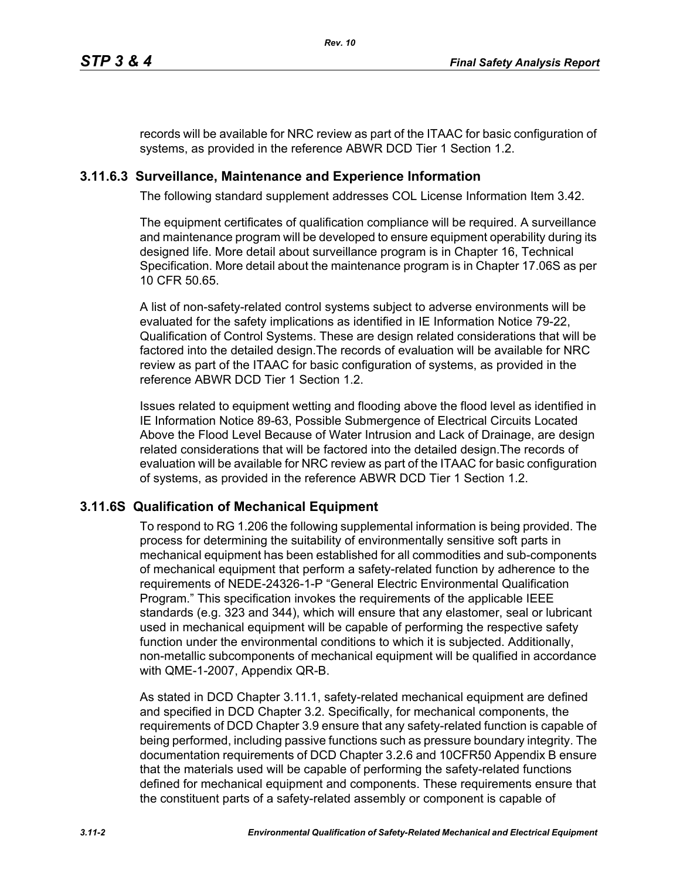records will be available for NRC review as part of the ITAAC for basic configuration of systems, as provided in the reference ABWR DCD Tier 1 Section 1.2.

### 3.11.6.3 Surveillance, Maintenance and Experience Information

The following standard supplement addresses COL License Information Item 3.42.

The equipment certificates of qualification compliance will be required. A surveillance and maintenance program will be developed to ensure equipment operability during its designed life. More detail about surveillance program is in Chapter 16, Technical Specification. More detail about the maintenance program is in Chapter 17.06S as per 10 CFR 50.65.

A list of non-safety-related control systems subject to adverse environments will be evaluated for the safety implications as identified in IE Information Notice 79-22, Qualification of Control Systems. These are design related considerations that will be factored into the detailed design.The records of evaluation will be available for NRC review as part of the ITAAC for basic configuration of systems, as provided in the reference ABWR DCD Tier 1 Section 1.2.

Issues related to equipment wetting and flooding above the flood level as identified in IE Information Notice 89-63, Possible Submergence of Electrical Circuits Located Above the Flood Level Because of Water Intrusion and Lack of Drainage, are design related considerations that will be factored into the detailed design.The records of evaluation will be available for NRC review as part of the ITAAC for basic configuration of systems, as provided in the reference ABWR DCD Tier 1 Section 1.2.

## 3.11.6S Qualification of Mechanical Equipment

To respond to RG 1.206 the following supplemental information is being provided. The process for determining the suitability of environmentally sensitive soft parts in mechanical equipment has been established for all commodities and sub-components of mechanical equipment that perform a safety-related function by adherence to the requirements of NEDE-24326-1-P "General Electric Environmental Qualification Program." This specification invokes the requirements of the applicable IEEE standards (e.g. 323 and 344), which will ensure that any elastomer, seal or lubricant used in mechanical equipment will be capable of performing the respective safety function under the environmental conditions to which it is subjected. Additionally, non-metallic subcomponents of mechanical equipment will be qualified in accordance with QME-1-2007, Appendix QR-B.

As stated in DCD Chapter 3.11.1, safety-related mechanical equipment are defined and specified in DCD Chapter 3.2. Specifically, for mechanical components, the requirements of DCD Chapter 3.9 ensure that any safety-related function is capable of being performed, including passive functions such as pressure boundary integrity. The documentation requirements of DCD Chapter 3.2.6 and 10CFR50 Appendix B ensure that the materials used will be capable of performing the safety-related functions defined for mechanical equipment and components. These requirements ensure that the constituent parts of a safety-related assembly or component is capable of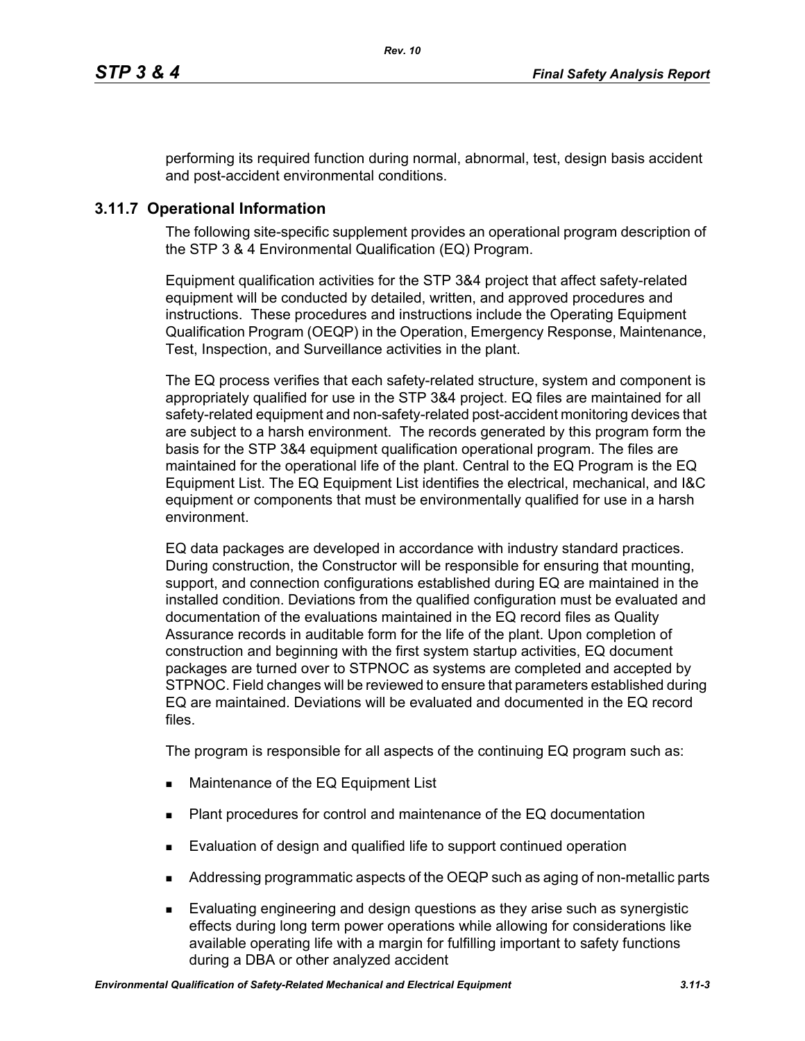performing its required function during normal, abnormal, test, design basis accident and post-accident environmental conditions.

### 3.11.7 Operational Information

The following site-specific supplement provides an operational program description of the STP 3 & 4 Environmental Qualification (EQ) Program.

Equipment qualification activities for the STP 3&4 project that affect safety-related equipment will be conducted by detailed, written, and approved procedures and instructions. These procedures and instructions include the Operating Equipment Qualification Program (OEQP) in the Operation, Emergency Response, Maintenance, Test, Inspection, and Surveillance activities in the plant.

The EQ process verifies that each safety-related structure, system and component is appropriately qualified for use in the STP 3&4 project. EQ files are maintained for all safety-related equipment and non-safety-related post-accident monitoring devices that are subject to a harsh environment. The records generated by this program form the basis for the STP 3&4 equipment qualification operational program. The files are maintained for the operational life of the plant. Central to the EQ Program is the EQ Equipment List. The EQ Equipment List identifies the electrical, mechanical, and I&C equipment or components that must be environmentally qualified for use in a harsh environment.

EQ data packages are developed in accordance with industry standard practices. During construction, the Constructor will be responsible for ensuring that mounting, support, and connection configurations established during EQ are maintained in the installed condition. Deviations from the qualified configuration must be evaluated and documentation of the evaluations maintained in the EQ record files as Quality Assurance records in auditable form for the life of the plant. Upon completion of construction and beginning with the first system startup activities, EQ document packages are turned over to STPNOC as systems are completed and accepted by STPNOC. Field changes will be reviewed to ensure that parameters established during EQ are maintained. Deviations will be evaluated and documented in the EQ record files.

The program is responsible for all aspects of the continuing EQ program such as:

- Maintenance of the EQ Equipment List
- Plant procedures for control and maintenance of the EQ documentation
- Evaluation of design and qualified life to support continued operation
- Addressing programmatic aspects of the OEQP such as aging of non-metallic parts
- Evaluating engineering and design questions as they arise such as synergistic effects during long term power operations while allowing for considerations like available operating life with a margin for fulfilling important to safety functions during a DBA or other analyzed accident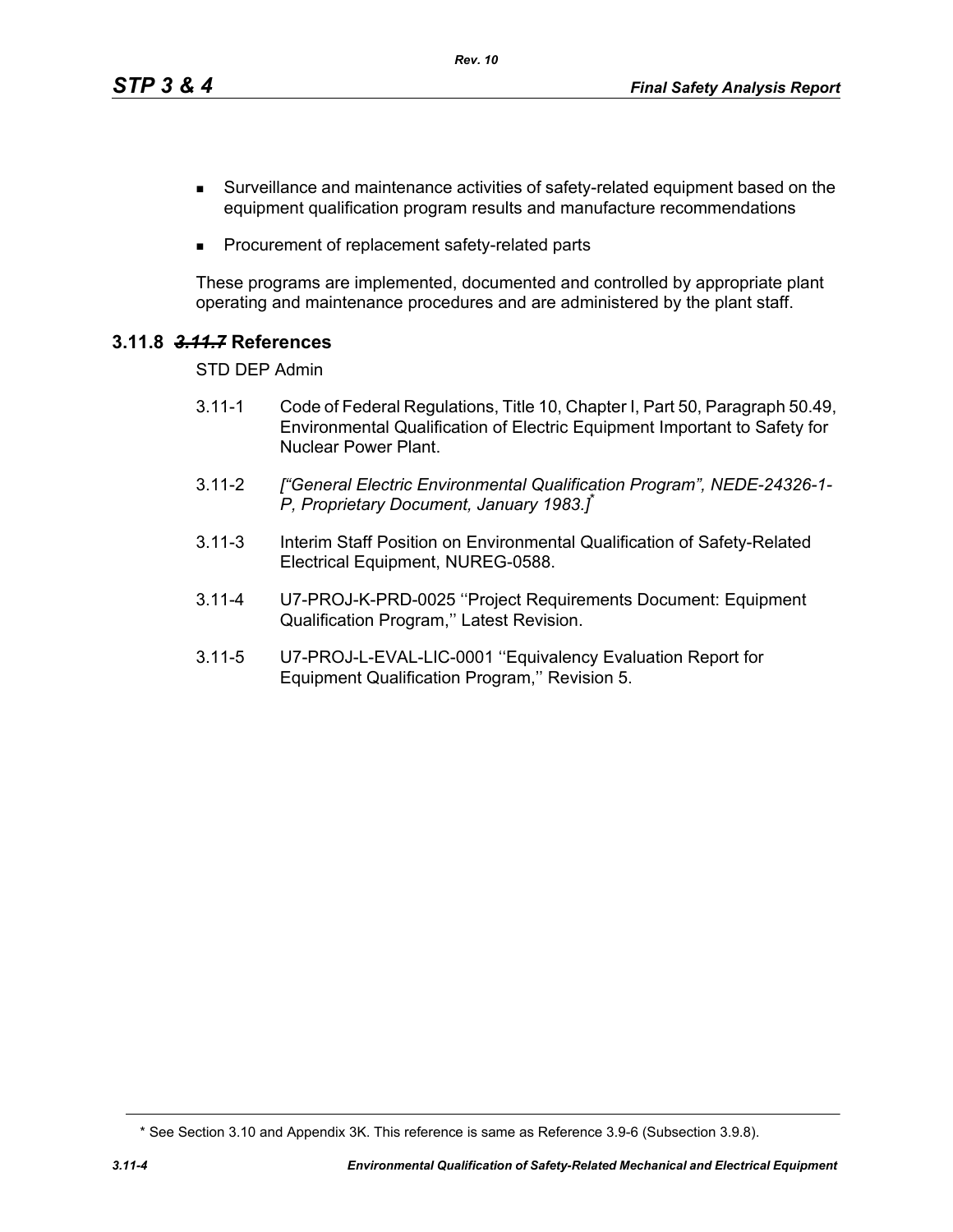- Surveillance and maintenance activities of safety-related equipment based on the equipment qualification program results and manufacture recommendations
- Procurement of replacement safety-related parts

These programs are implemented, documented and controlled by appropriate plant operating and maintenance procedures and are administered by the plant staff.

## 3.11.8 ~~*3.11.7*~~ References

STD DEP Admin

3.11-1 Code of Federal Regulations, Title 10, Chapter I, Part 50, Paragraph 50.49, Environmental Qualification of Electric Equipment Important to Safety for Nuclear Power Plant.

3.11-2 *["General Electric Environmental Qualification Program", NEDE-24326-1-P, Proprietary Document, January 1983.]**

3.11-3 Interim Staff Position on Environmental Qualification of Safety-Related Electrical Equipment, NUREG-0588.

3.11-4 U7-PROJ-K-PRD-0025 ''Project Requirements Document: Equipment Qualification Program,'' Latest Revision.

3.11-5 U7-PROJ-L-EVAL-LIC-0001 ''Equivalency Evaluation Report for Equipment Qualification Program,'' Revision 5.

\* See Section 3.10 and Appendix 3K. This reference is same as Reference 3.9-6 (Subsection 3.9.8).